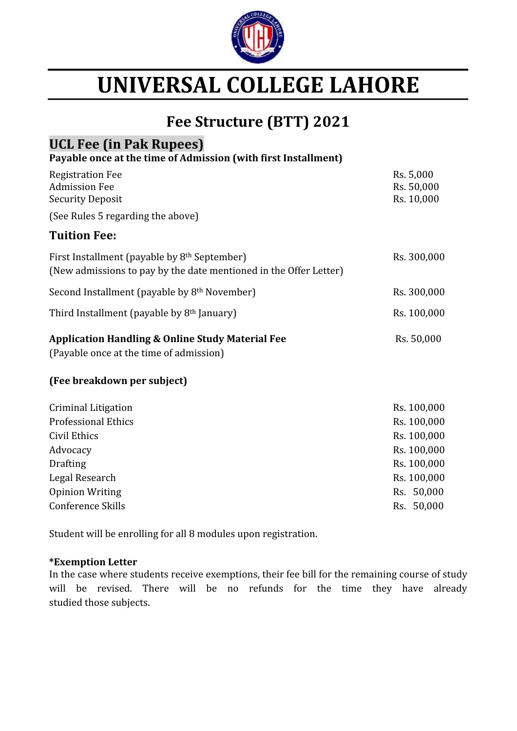# UNIVERSAL COLLEGE LAHORE

## Fee Structure (BTT) 2021

### UCL Fee (in Pak Rupees)

**Payable once at the time of Admission (with first Installment)**

| | |
|---|---|
| Registration Fee | Rs. 5,000 |
| Admission Fee | Rs. 50,000 |
| Security Deposit | Rs. 10,000 |

(See Rules 5 regarding the above)

### Tuition Fee:

| | |
|---|---|
| First Installment (payable by 8th September)<br>(New admissions to pay by the date mentioned in the Offer Letter) | Rs. 300,000 |
| Second Installment (payable by 8th November) | Rs. 300,000 |
| Third Installment (payable by 8th January) | Rs. 100,000 |

**Application Handling & Online Study Material Fee** — Rs. 50,000
(Payable once at the time of admission)

**(Fee breakdown per subject)**

| | |
|---|---|
| Criminal Litigation | Rs. 100,000 |
| Professional Ethics | Rs. 100,000 |
| Civil Ethics | Rs. 100,000 |
| Advocacy | Rs. 100,000 |
| Drafting | Rs. 100,000 |
| Legal Research | Rs. 100,000 |
| Opinion Writing | Rs. 50,000 |
| Conference Skills | Rs. 50,000 |

Student will be enrolling for all 8 modules upon registration.

**\*Exemption Letter**
In the case where students receive exemptions, their fee bill for the remaining course of study will be revised. There will be no refunds for the time they have already studied those subjects.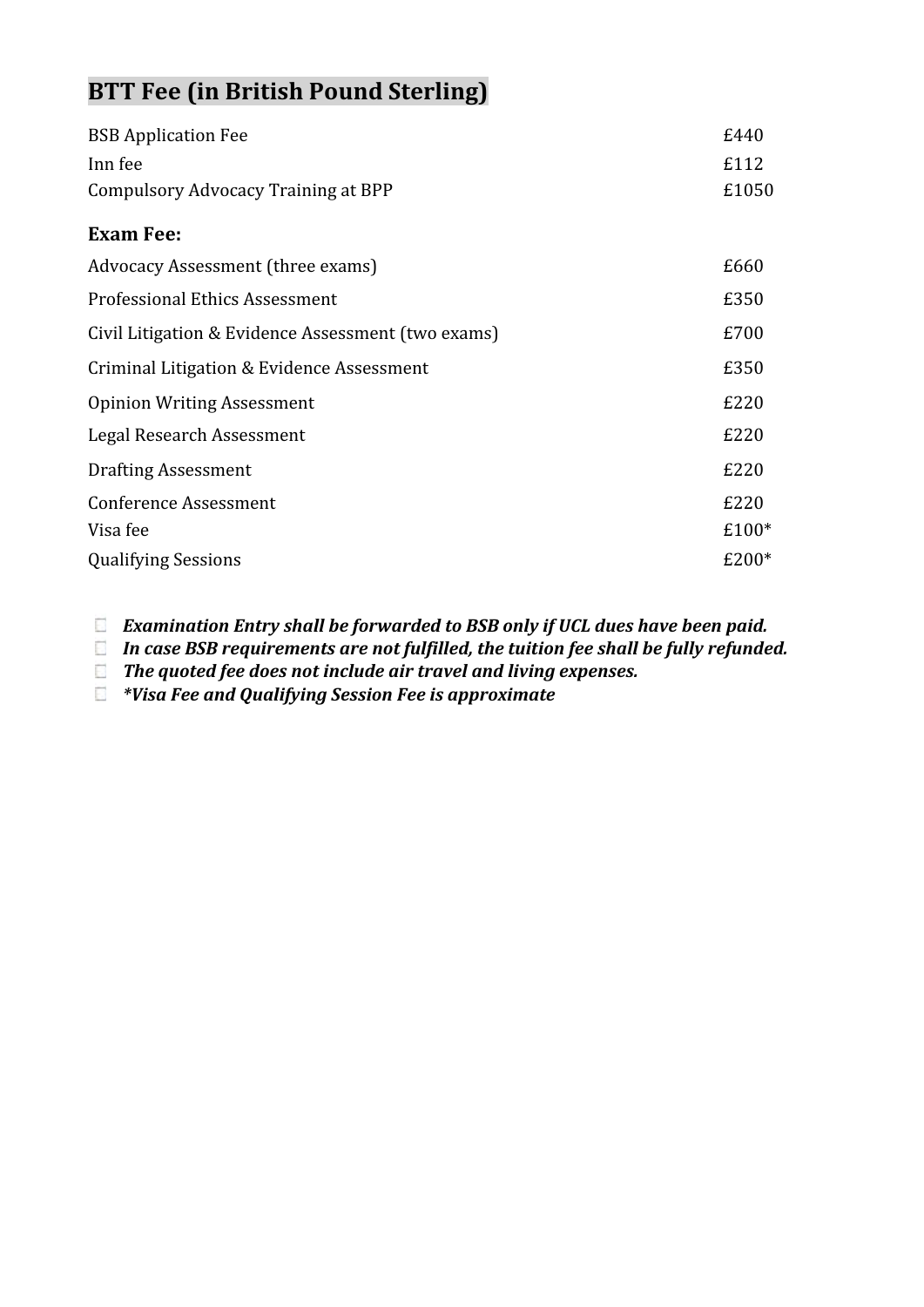## BTT Fee (in British Pound Sterling)

| | |
|---|---|
| BSB Application Fee | £440 |
| Inn fee | £112 |
| Compulsory Advocacy Training at BPP | £1050 |
| **Exam Fee:** | |
| Advocacy Assessment (three exams) | £660 |
| Professional Ethics Assessment | £350 |
| Civil Litigation & Evidence Assessment (two exams) | £700 |
| Criminal Litigation & Evidence Assessment | £350 |
| Opinion Writing Assessment | £220 |
| Legal Research Assessment | £220 |
| Drafting Assessment | £220 |
| Conference Assessment | £220 |
| Visa fee | £100* |
| Qualifying Sessions | £200* |

- ***Examination Entry shall be forwarded to BSB only if UCL dues have been paid.***
- ***In case BSB requirements are not fulfilled, the tuition fee shall be fully refunded.***
- ***The quoted fee does not include air travel and living expenses.***
- ****Visa Fee and Qualifying Session Fee is approximate***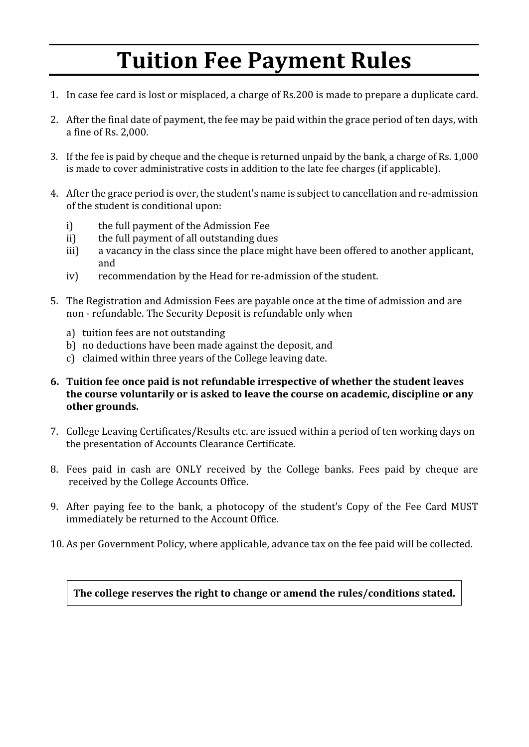# Tuition Fee Payment Rules

1. In case fee card is lost or misplaced, a charge of Rs.200 is made to prepare a duplicate card.

2. After the final date of payment, the fee may be paid within the grace period of ten days, with a fine of Rs. 2,000.

3. If the fee is paid by cheque and the cheque is returned unpaid by the bank, a charge of Rs. 1,000 is made to cover administrative costs in addition to the late fee charges (if applicable).

4. After the grace period is over, the student's name is subject to cancellation and re-admission of the student is conditional upon:

   i) the full payment of the Admission Fee
   ii) the full payment of all outstanding dues
   iii) a vacancy in the class since the place might have been offered to another applicant, and
   iv) recommendation by the Head for re-admission of the student.

5. The Registration and Admission Fees are payable once at the time of admission and are non - refundable. The Security Deposit is refundable only when

   a) tuition fees are not outstanding
   b) no deductions have been made against the deposit, and
   c) claimed within three years of the College leaving date.

6. **Tuition fee once paid is not refundable irrespective of whether the student leaves the course voluntarily or is asked to leave the course on academic, discipline or any other grounds.**

7. College Leaving Certificates/Results etc. are issued within a period of ten working days on the presentation of Accounts Clearance Certificate.

8. Fees paid in cash are ONLY received by the College banks. Fees paid by cheque are received by the College Accounts Office.

9. After paying fee to the bank, a photocopy of the student's Copy of the Fee Card MUST immediately be returned to the Account Office.

10. As per Government Policy, where applicable, advance tax on the fee paid will be collected.

**The college reserves the right to change or amend the rules/conditions stated.**